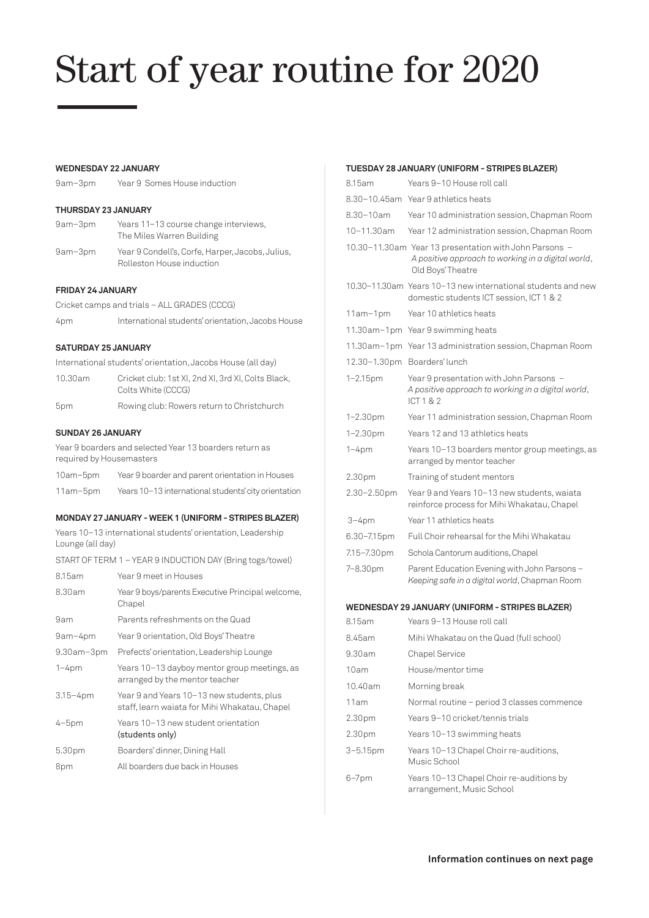# Start of year routine for 2020

### WEDNESDAY 22 JANUARY

| | |
|---|---|
| 9am–3pm | Year 9 Somes House induction |

### THURSDAY 23 JANUARY

| | |
|---|---|
| 9am–3pm | Years 11–13 course change interviews, The Miles Warren Building |
| 9am–3pm | Year 9 Condell's, Corfe, Harper, Jacobs, Julius, Rolleston House induction |

### FRIDAY 24 JANUARY

Cricket camps and trials – ALL GRADES (CCCG)

| | |
|---|---|
| 4pm | International students' orientation, Jacobs House |

### SATURDAY 25 JANUARY

International students' orientation, Jacobs House (all day)

| | |
|---|---|
| 10.30am | Cricket club: 1st XI, 2nd XI, 3rd XI, Colts Black, Colts White (CCCG) |
| 5pm | Rowing club: Rowers return to Christchurch |

### SUNDAY 26 JANUARY

Year 9 boarders and selected Year 13 boarders return as required by Housemasters

| | |
|---|---|
| 10am–5pm | Year 9 boarder and parent orientation in Houses |
| 11am–5pm | Years 10–13 international students' city orientation |

### MONDAY 27 JANUARY – WEEK 1 (UNIFORM – STRIPES BLAZER)

Years 10–13 international students' orientation, Leadership Lounge (all day)

START OF TERM 1 – YEAR 9 INDUCTION DAY (Bring togs/towel)

| | |
|---|---|
| 8.15am | Year 9 meet in Houses |
| 8.30am | Year 9 boys/parents Executive Principal welcome, Chapel |
| 9am | Parents refreshments on the Quad |
| 9am–4pm | Year 9 orientation, Old Boys' Theatre |
| 9.30am–3pm | Prefects' orientation, Leadership Lounge |
| 1–4pm | Years 10–13 dayboy mentor group meetings, as arranged by the mentor teacher |
| 3.15–4pm | Year 9 and Years 10–13 new students, plus staff, learn waiata for Mihi Whakatau, Chapel |
| 4–5pm | Years 10–13 new student orientation (students only) |
| 5.30pm | Boarders' dinner, Dining Hall |
| 8pm | All boarders due back in Houses |

### TUESDAY 28 JANUARY (UNIFORM – STRIPES BLAZER)

| | |
|---|---|
| 8.15am | Years 9–10 House roll call |
| 8.30–10.45am | Year 9 athletics heats |
| 8.30–10am | Year 10 administration session, Chapman Room |
| 10–11.30am | Year 12 administration session, Chapman Room |
| 10.30–11.30am | Year 13 presentation with John Parsons – *A positive approach to working in a digital world*, Old Boys' Theatre |
| 10.30–11.30am | Years 10–13 new international students and new domestic students ICT session, ICT 1 & 2 |
| 11am–1pm | Year 10 athletics heats |
| 11.30am–1pm | Year 9 swimming heats |
| 11.30am–1pm | Year 13 administration session, Chapman Room |
| 12.30–1.30pm | Boarders' lunch |
| 1–2.15pm | Year 9 presentation with John Parsons – *A positive approach to working in a digital world*, ICT 1 & 2 |
| 1–2.30pm | Year 11 administration session, Chapman Room |
| 1–2.30pm | Years 12 and 13 athletics heats |
| 1–4pm | Years 10–13 boarders mentor group meetings, as arranged by mentor teacher |
| 2.30pm | Training of student mentors |
| 2.30–2.50pm | Year 9 and Years 10–13 new students, waiata reinforce process for Mihi Whakatau, Chapel |
| 3–4pm | Year 11 athletics heats |
| 6.30–7.15pm | Full Choir rehearsal for the Mihi Whakatau |
| 7.15–7.30pm | Schola Cantorum auditions, Chapel |
| 7–8.30pm | Parent Education Evening with John Parsons – *Keeping safe in a digital world*, Chapman Room |

### WEDNESDAY 29 JANUARY (UNIFORM – STRIPES BLAZER)

| | |
|---|---|
| 8.15am | Years 9–13 House roll call |
| 8.45am | Mihi Whakatau on the Quad (full school) |
| 9.30am | Chapel Service |
| 10am | House/mentor time |
| 10.40am | Morning break |
| 11am | Normal routine – period 3 classes commence |
| 2.30pm | Years 9–10 cricket/tennis trials |
| 2.30pm | Years 10–13 swimming heats |
| 3–5.15pm | Years 10–13 Chapel Choir re-auditions, Music School |
| 6–7pm | Years 10–13 Chapel Choir re-auditions by arrangement, Music School |

**Information continues on next page**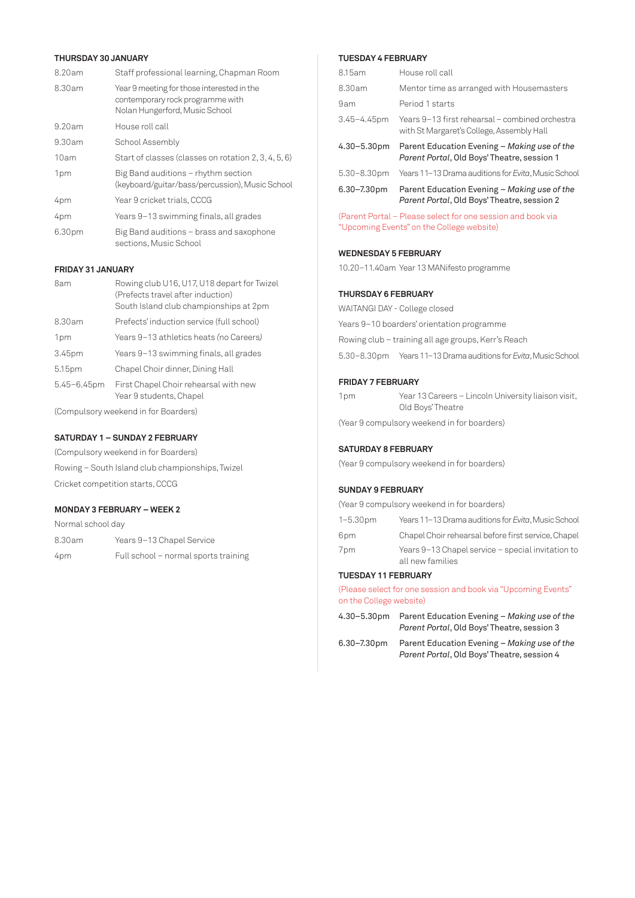### THURSDAY 30 JANUARY

| | |
|---|---|
| 8.20am | Staff professional learning, Chapman Room |
| 8.30am | Year 9 meeting for those interested in the contemporary rock programme with Nolan Hungerford, Music School |
| 9.20am | House roll call |
| 9.30am | School Assembly |
| 10am | Start of classes (classes on rotation 2, 3, 4, 5, 6) |
| 1pm | Big Band auditions – rhythm section (keyboard/guitar/bass/percussion), Music School |
| 4pm | Year 9 cricket trials, CCCG |
| 4pm | Years 9–13 swimming finals, all grades |
| 6.30pm | Big Band auditions – brass and saxophone sections, Music School |

### FRIDAY 31 JANUARY

| | |
|---|---|
| 8am | Rowing club U16, U17, U18 depart for Twizel (Prefects travel after induction) South Island club championships at 2pm |
| 8.30am | Prefects' induction service (full school) |
| 1pm | Years 9–13 athletics heats (no Careers) |
| 3.45pm | Years 9–13 swimming finals, all grades |
| 5.15pm | Chapel Choir dinner, Dining Hall |
| 5.45–6.45pm | First Chapel Choir rehearsal with new Year 9 students, Chapel |

(Compulsory weekend in for Boarders)

### SATURDAY 1 – SUNDAY 2 FEBRUARY

(Compulsory weekend in for Boarders)

Rowing – South Island club championships, Twizel

Cricket competition starts, CCCG

### MONDAY 3 FEBRUARY – WEEK 2

Normal school day

| | |
|---|---|
| 8.30am | Years 9–13 Chapel Service |
| 4pm | Full school – normal sports training |

### TUESDAY 4 FEBRUARY

| | |
|---|---|
| 8.15am | House roll call |
| 8.30am | Mentor time as arranged with Housemasters |
| 9am | Period 1 starts |
| 3.45–4.45pm | Years 9–13 first rehearsal – combined orchestra with St Margaret's College, Assembly Hall |
| 4.30–5.30pm | Parent Education Evening – *Making use of the Parent Portal*, Old Boys' Theatre, session 1 |
| 5.30–8.30pm | Years 11–13 Drama auditions for *Evita*, Music School |
| 6.30–7.30pm | Parent Education Evening – *Making use of the Parent Portal*, Old Boys' Theatre, session 2 |

(Parent Portal – Please select for one session and book via "Upcoming Events" on the College website)

### WEDNESDAY 5 FEBRUARY

10.20–11.40am Year 13 MANifesto programme

### THURSDAY 6 FEBRUARY

WAITANGI DAY - College closed

Years 9–10 boarders' orientation programme

Rowing club – training all age groups, Kerr's Reach

| | |
|---|---|
| 5.30–8.30pm | Years 11–13 Drama auditions for *Evita*, Music School |

### FRIDAY 7 FEBRUARY

| | |
|---|---|
| 1pm | Year 13 Careers – Lincoln University liaison visit, Old Boys' Theatre |

(Year 9 compulsory weekend in for boarders)

### SATURDAY 8 FEBRUARY

(Year 9 compulsory weekend in for boarders)

### SUNDAY 9 FEBRUARY

(Year 9 compulsory weekend in for boarders)

| | |
|---|---|
| 1–5.30pm | Years 11–13 Drama auditions for *Evita*, Music School |
| 6pm | Chapel Choir rehearsal before first service, Chapel |
| 7pm | Years 9–13 Chapel service – special invitation to all new families |

### TUESDAY 11 FEBRUARY

(Please select for one session and book via "Upcoming Events" on the College website)

| | |
|---|---|
| 4.30–5.30pm | Parent Education Evening – *Making use of the Parent Portal*, Old Boys' Theatre, session 3 |
| 6.30–7.30pm | Parent Education Evening – *Making use of the Parent Portal*, Old Boys' Theatre, session 4 |